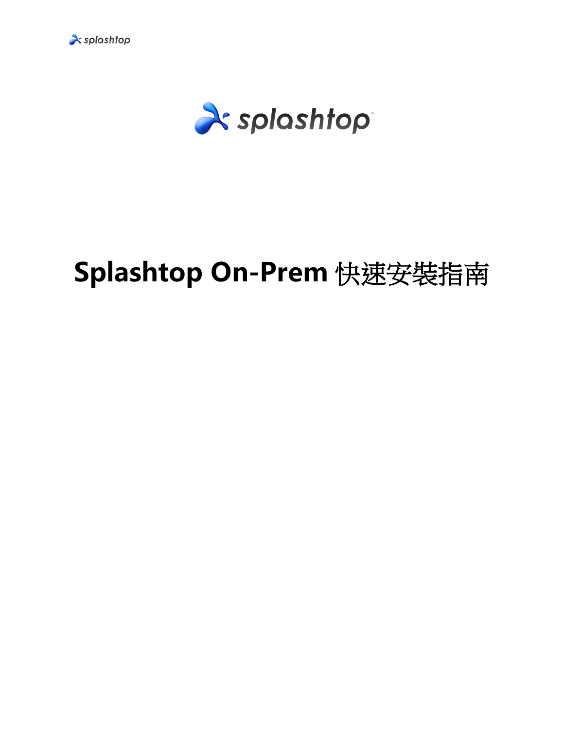# Splashtop On-Prem 快速安裝指南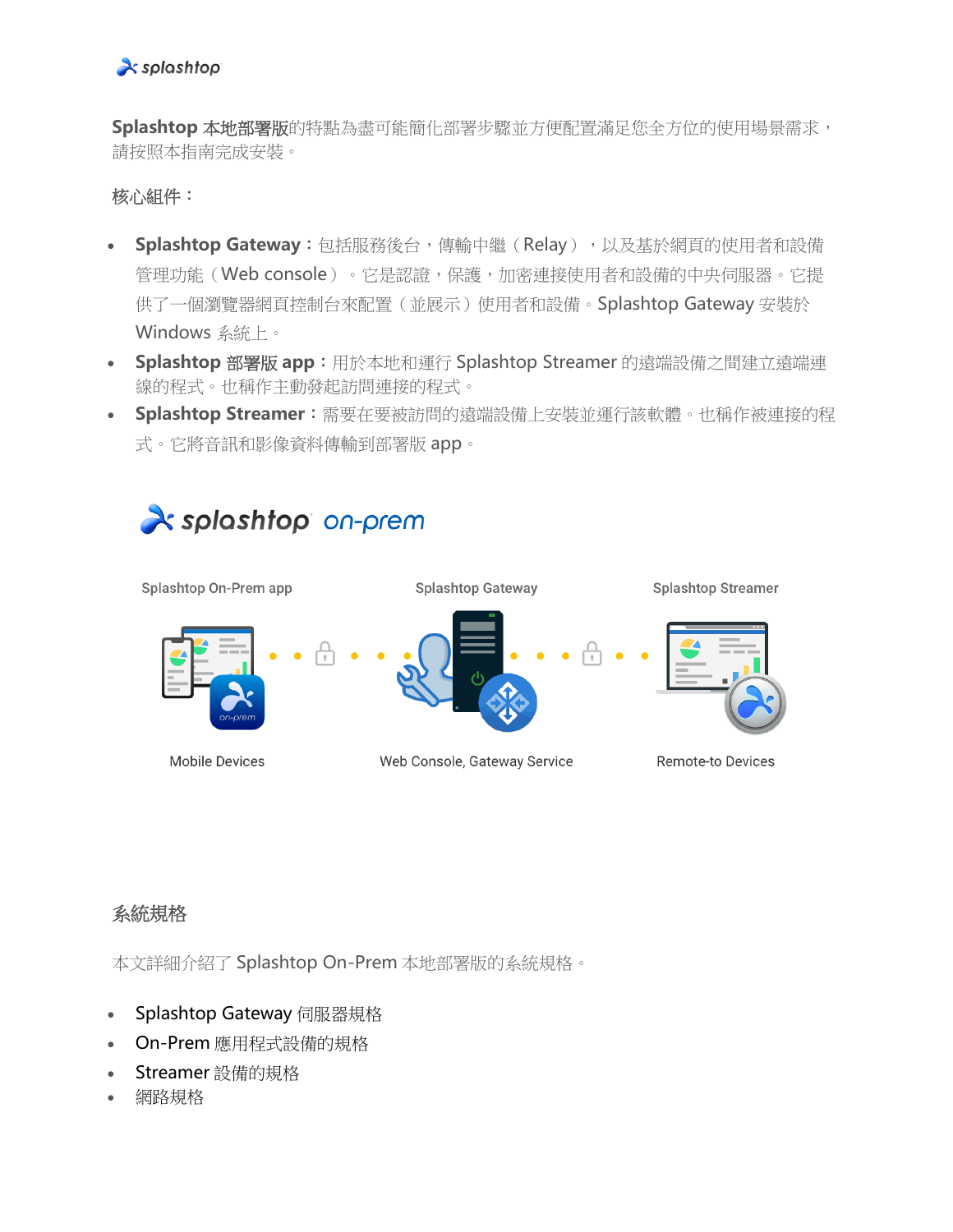**Splashtop 本地部署版**的特點為盡可能簡化部署步驟並方便配置滿足您全方位的使用場景需求，請按照本指南完成安裝。

核心組件：

- **Splashtop Gateway**：包括服務後台，傳輸中繼（Relay），以及基於網頁的使用者和設備管理功能（Web console）。它是認證，保護，加密連接使用者和設備的中央伺服器。它提供了一個瀏覽器網頁控制台來配置（並展示）使用者和設備。Splashtop Gateway 安裝於 Windows 系統上。
- **Splashtop 部署版 app**：用於本地和運行 Splashtop Streamer 的遠端設備之間建立遠端連線的程式。也稱作主動發起訪問連接的程式。
- **Splashtop Streamer**：需要在要被訪問的遠端設備上安裝並運行該軟體。也稱作被連接的程式。它將音訊和影像資料傳輸到部署版 app。

splashtop on-prem

| Splashtop On-Prem app | Splashtop Gateway | Splashtop Streamer |
| --- | --- | --- |
| Mobile Devices | Web Console, Gateway Service | Remote-to Devices |

## 系統規格

本文詳細介紹了 Splashtop On-Prem 本地部署版的系統規格。

- Splashtop Gateway 伺服器規格
- On-Prem 應用程式設備的規格
- Streamer 設備的規格
- 網路規格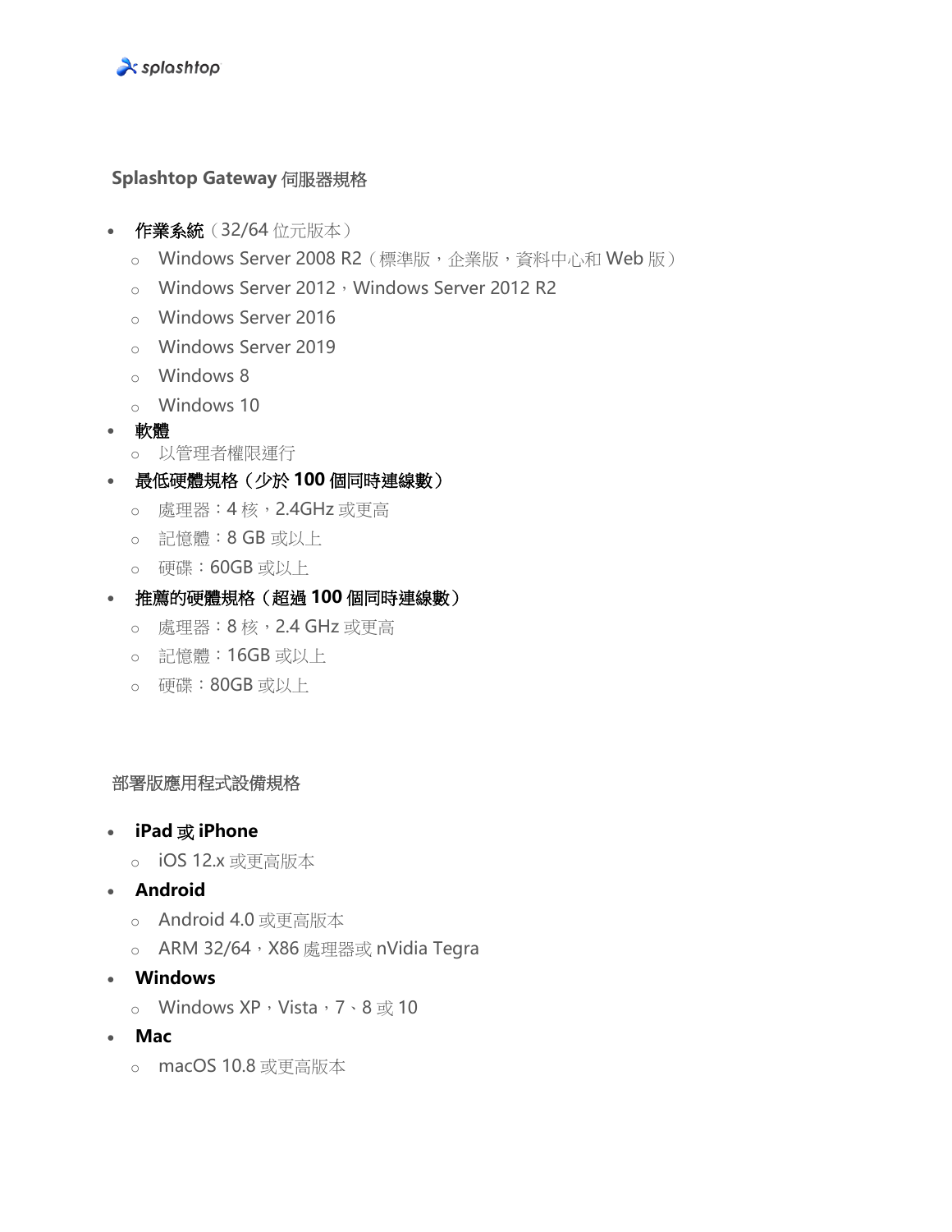## **Splashtop Gateway** 伺服器規格

- 作業系統（32/64 位元版本）
  - Windows Server 2008 R2（標準版，企業版，資料中心和 Web 版）
  - Windows Server 2012，Windows Server 2012 R2
  - Windows Server 2016
  - Windows Server 2019
  - Windows 8
  - Windows 10
- 軟體
  - 以管理者權限運行
- **最低硬體規格（少於 100 個同時連線數）**
  - 處理器：4 核，2.4GHz 或更高
  - 記憶體：8 GB 或以上
  - 硬碟：60GB 或以上
- **推薦的硬體規格（超過 100 個同時連線數）**
  - 處理器：8 核，2.4 GHz 或更高
  - 記憶體：16GB 或以上
  - 硬碟：80GB 或以上

## 部署版應用程式設備規格

- **iPad 或 iPhone**
  - iOS 12.x 或更高版本
- **Android**
  - Android 4.0 或更高版本
  - ARM 32/64，X86 處理器或 nVidia Tegra
- **Windows**
  - Windows XP，Vista，7、8 或 10
- **Mac**
  - macOS 10.8 或更高版本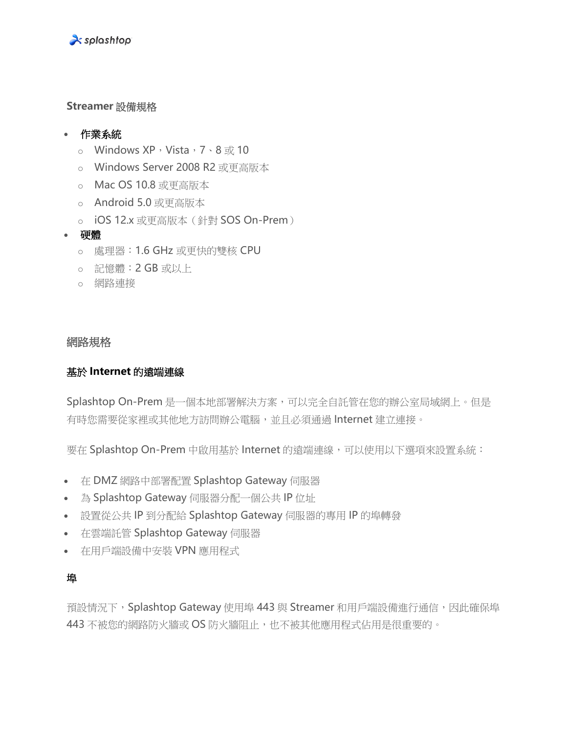## Streamer 設備規格

- 作業系統
  - Windows XP，Vista，7、8 或 10
  - Windows Server 2008 R2 或更高版本
  - Mac OS 10.8 或更高版本
  - Android 5.0 或更高版本
  - iOS 12.x 或更高版本（針對 SOS On-Prem）
- 硬體
  - 處理器：1.6 GHz 或更快的雙核 CPU
  - 記憶體：2 GB 或以上
  - 網路連接

## 網路規格

### 基於 Internet 的遠端連線

Splashtop On-Prem 是一個本地部署解決方案，可以完全自託管在您的辦公室局域網上。但是有時您需要從家裡或其他地方訪問辦公電腦，並且必須通過 Internet 建立連接。

要在 Splashtop On-Prem 中啟用基於 Internet 的遠端連線，可以使用以下選項來設置系統：

- 在 DMZ 網路中部署配置 Splashtop Gateway 伺服器
- 為 Splashtop Gateway 伺服器分配一個公共 IP 位址
- 設置從公共 IP 到分配給 Splashtop Gateway 伺服器的專用 IP 的埠轉發
- 在雲端託管 Splashtop Gateway 伺服器
- 在用戶端設備中安裝 VPN 應用程式

### 埠

預設情況下，Splashtop Gateway 使用埠 443 與 Streamer 和用戶端設備進行通信，因此確保埠 443 不被您的網路防火牆或 OS 防火牆阻止，也不被其他應用程式佔用是很重要的。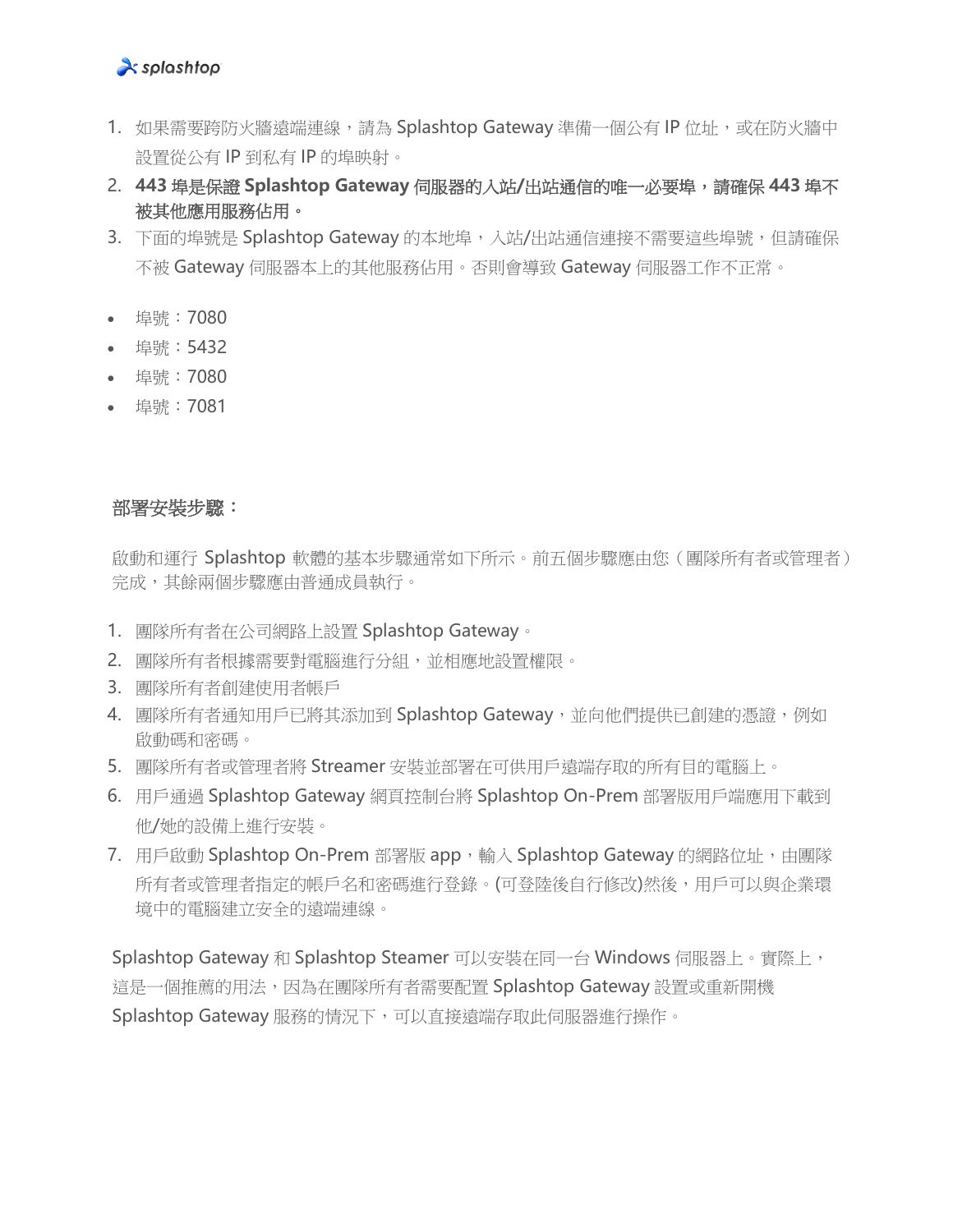1. 如果需要跨防火牆遠端連線，請為 Splashtop Gateway 準備一個公有 IP 位址，或在防火牆中設置從公有 IP 到私有 IP 的埠映射。
2. **443 埠是保證 Splashtop Gateway 伺服器的入站/出站通信的唯一必要埠，請確保 443 埠不被其他應用服務佔用。**
3. 下面的埠號是 Splashtop Gateway 的本地埠，入站/出站通信連接不需要這些埠號，但請確保不被 Gateway 伺服器本上的其他服務佔用。否則會導致 Gateway 伺服器工作不正常。

- 埠號：7080
- 埠號：5432
- 埠號：7080
- 埠號：7081

**部署安裝步驟：**

啟動和運行 Splashtop 軟體的基本步驟通常如下所示。前五個步驟應由您（團隊所有者或管理者）完成，其餘兩個步驟應由普通成員執行。

1. 團隊所有者在公司網路上設置 Splashtop Gateway。
2. 團隊所有者根據需要對電腦進行分組，並相應地設置權限。
3. 團隊所有者創建使用者帳戶
4. 團隊所有者通知用戶已將其添加到 Splashtop Gateway，並向他們提供已創建的憑證，例如啟動碼和密碼。
5. 團隊所有者或管理者將 Streamer 安裝並部署在可供用戶遠端存取的所有目的電腦上。
6. 用戶通過 Splashtop Gateway 網頁控制台將 Splashtop On-Prem 部署版用戶端應用下載到他/她的設備上進行安裝。
7. 用戶啟動 Splashtop On-Prem 部署版 app，輸入 Splashtop Gateway 的網路位址，由團隊所有者或管理者指定的帳戶名和密碼進行登錄。(可登陸後自行修改)然後，用戶可以與企業環境中的電腦建立安全的遠端連線。

Splashtop Gateway 和 Splashtop Steamer 可以安裝在同一台 Windows 伺服器上。實際上，這是一個推薦的用法，因為在團隊所有者需要配置 Splashtop Gateway 設置或重新開機 Splashtop Gateway 服務的情況下，可以直接遠端存取此伺服器進行操作。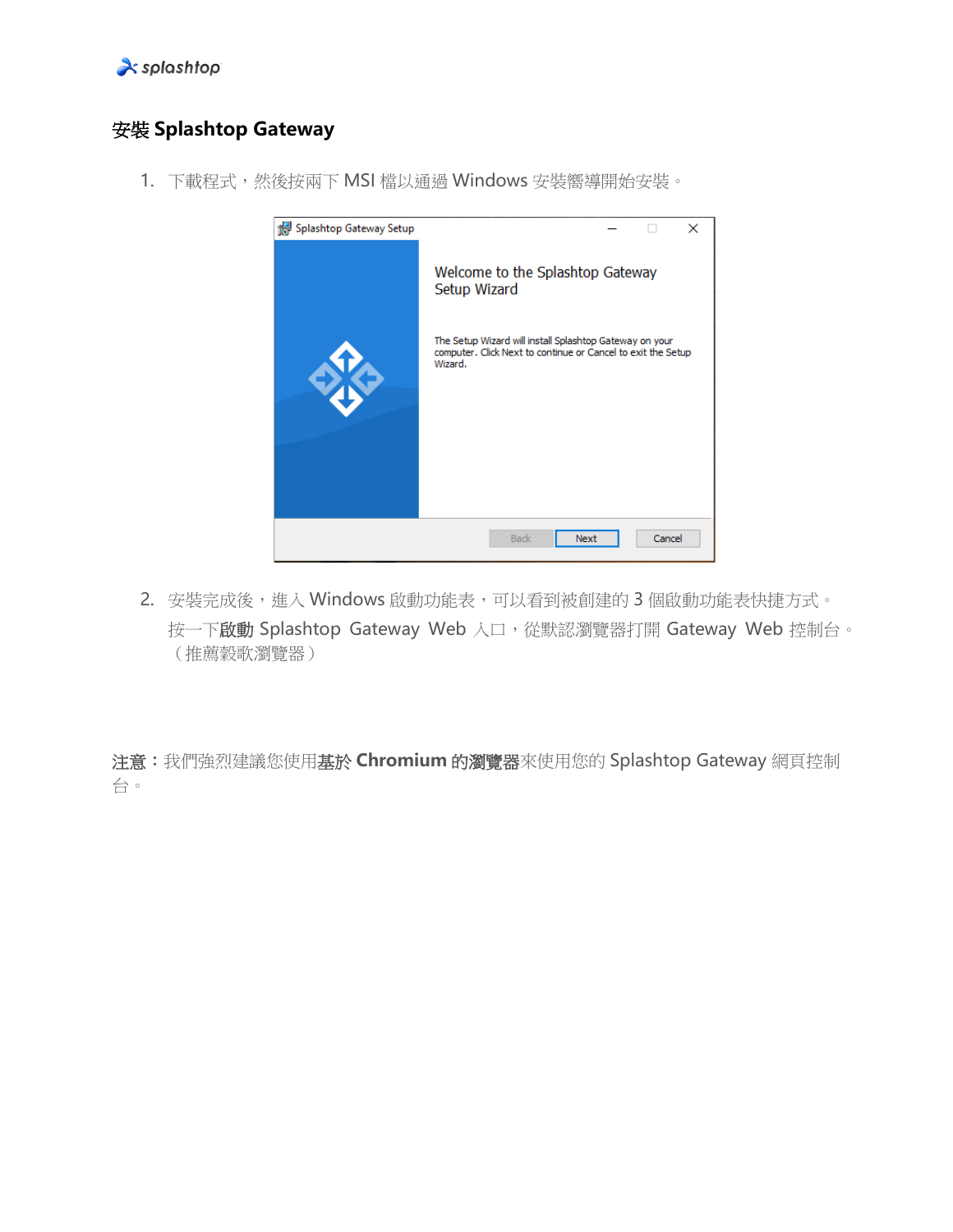# 安裝 Splashtop Gateway

1. 下載程式，然後按兩下 MSI 檔以通過 Windows 安裝嚮導開始安裝。

2. 安裝完成後，進入 Windows 啟動功能表，可以看到被創建的 3 個啟動功能表快捷方式。按一下**啟動** Splashtop Gateway Web 入口，從默認瀏覽器打開 Gateway Web 控制台。（推薦穀歌瀏覽器）

**注意**：我們強烈建議您使用**基於 Chromium 的瀏覽器**來使用您的 Splashtop Gateway 網頁控制台。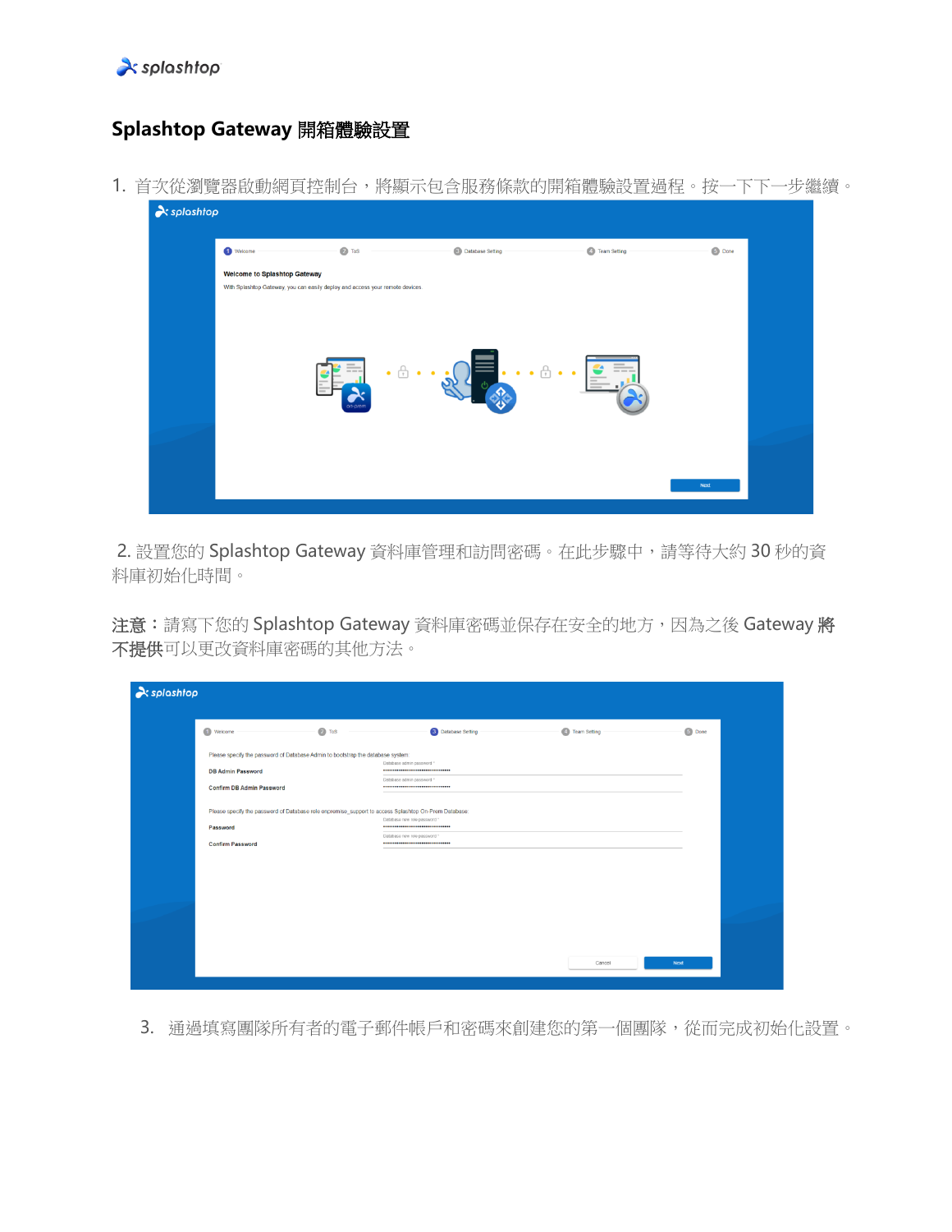## Splashtop Gateway 開箱體驗設置

1. 首次從瀏覽器啟動網頁控制台，將顯示包含服務條款的開箱體驗設置過程。按一下下一步繼續。

2. 設置您的 Splashtop Gateway 資料庫管理和訪問密碼。在此步驟中，請等待大約 30 秒的資料庫初始化時間。

**注意**：請寫下您的 Splashtop Gateway 資料庫密碼並保存在安全的地方，因為之後 Gateway **將不提供**可以更改資料庫密碼的其他方法。

3. 通過填寫團隊所有者的電子郵件帳戶和密碼來創建您的第一個團隊，從而完成初始化設置。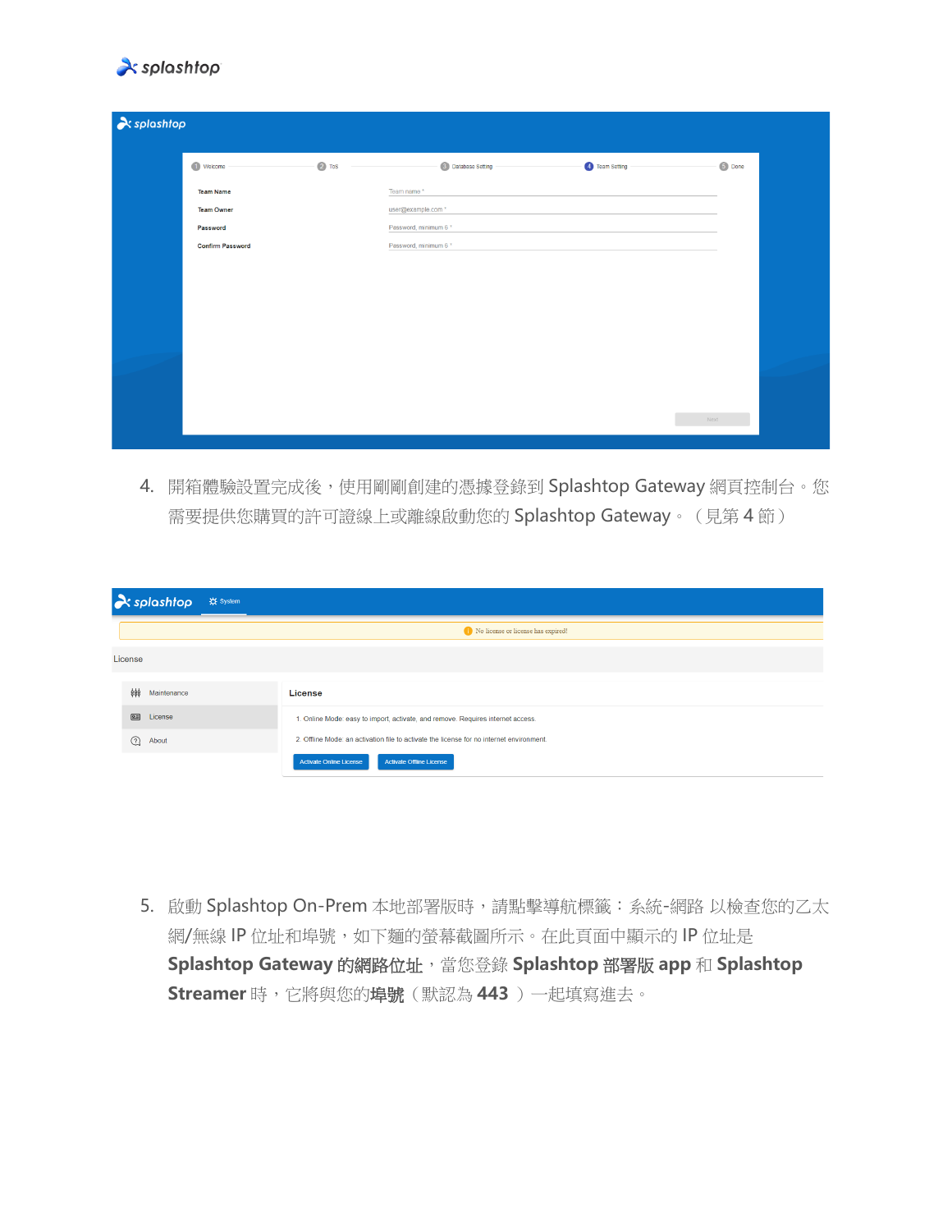4. 開箱體驗設置完成後，使用剛剛創建的憑據登錄到 Splashtop Gateway 網頁控制台。您需要提供您購買的許可證線上或離線啟動您的 Splashtop Gateway。（見第 4 節）

5. 啟動 Splashtop On-Prem 本地部署版時，請點擊導航標籤：系統-網路 以檢查您的乙太網/無線 IP 位址和埠號，如下麵的螢幕截圖所示。在此頁面中顯示的 IP 位址是 **Splashtop Gateway 的網路位址**，當您登錄 **Splashtop 部署版 app** 和 **Splashtop Streamer** 時，它將與您的**埠號**（默認為 **443** ）一起填寫進去。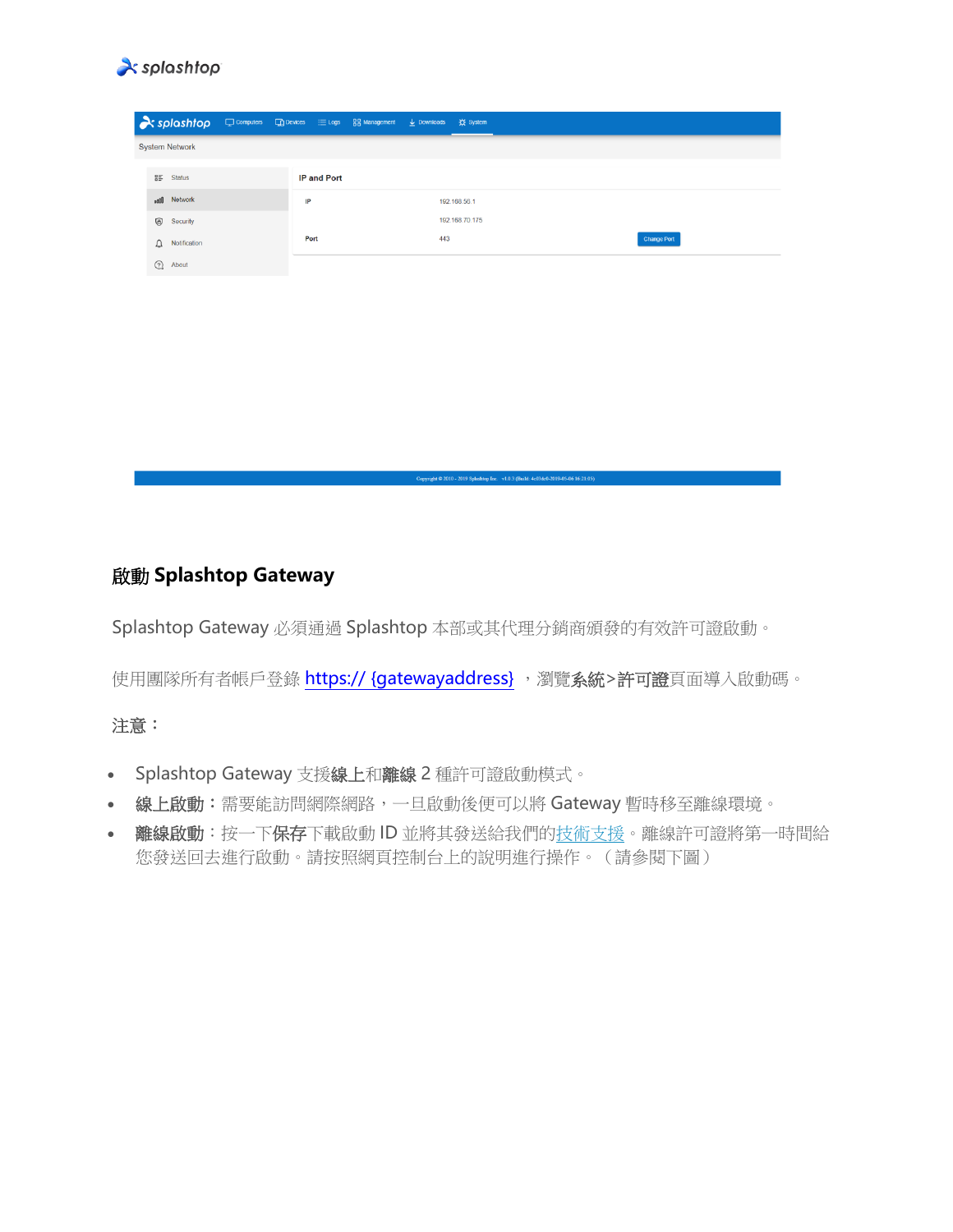## 啟動 Splashtop Gateway

Splashtop Gateway 必須通過 Splashtop 本部或其代理分銷商頒發的有效許可證啟動。

使用團隊所有者帳戶登錄 https:// {gatewayaddress} ，瀏覽**系統**>**許可證**頁面導入啟動碼。

注意：

- Splashtop Gateway 支援**線上**和**離線** 2 種許可證啟動模式。
- **線上啟動**：需要能訪問網際網路，一旦啟動後便可以將 Gateway 暫時移至離線環境。
- **離線啟動**：按一下**保存**下載啟動 ID 並將其發送給我們的技術支援。離線許可證將第一時間給您發送回去進行啟動。請按照網頁控制台上的說明進行操作。（請參閱下圖）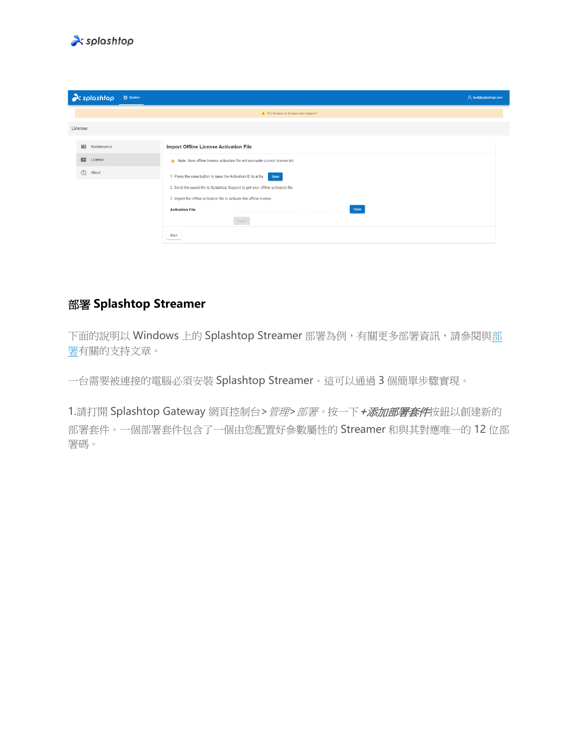## 部署 Splashtop Streamer

下面的說明以 Windows 上的 Splashtop Streamer 部署為例，有關更多部署資訊，請參閱與部署有關的支持文章。

一台需要被連接的電腦必須安裝 Splashtop Streamer。這可以通過 3 個簡單步驟實現。

1.請打開 Splashtop Gateway 網頁控制台> *管理> 部署*。按一下 ***+添加部署套件***按鈕以創建新的部署套件。一個部署套件包含了一個由您配置好參數屬性的 Streamer 和與其對應唯一的 12 位部署碼。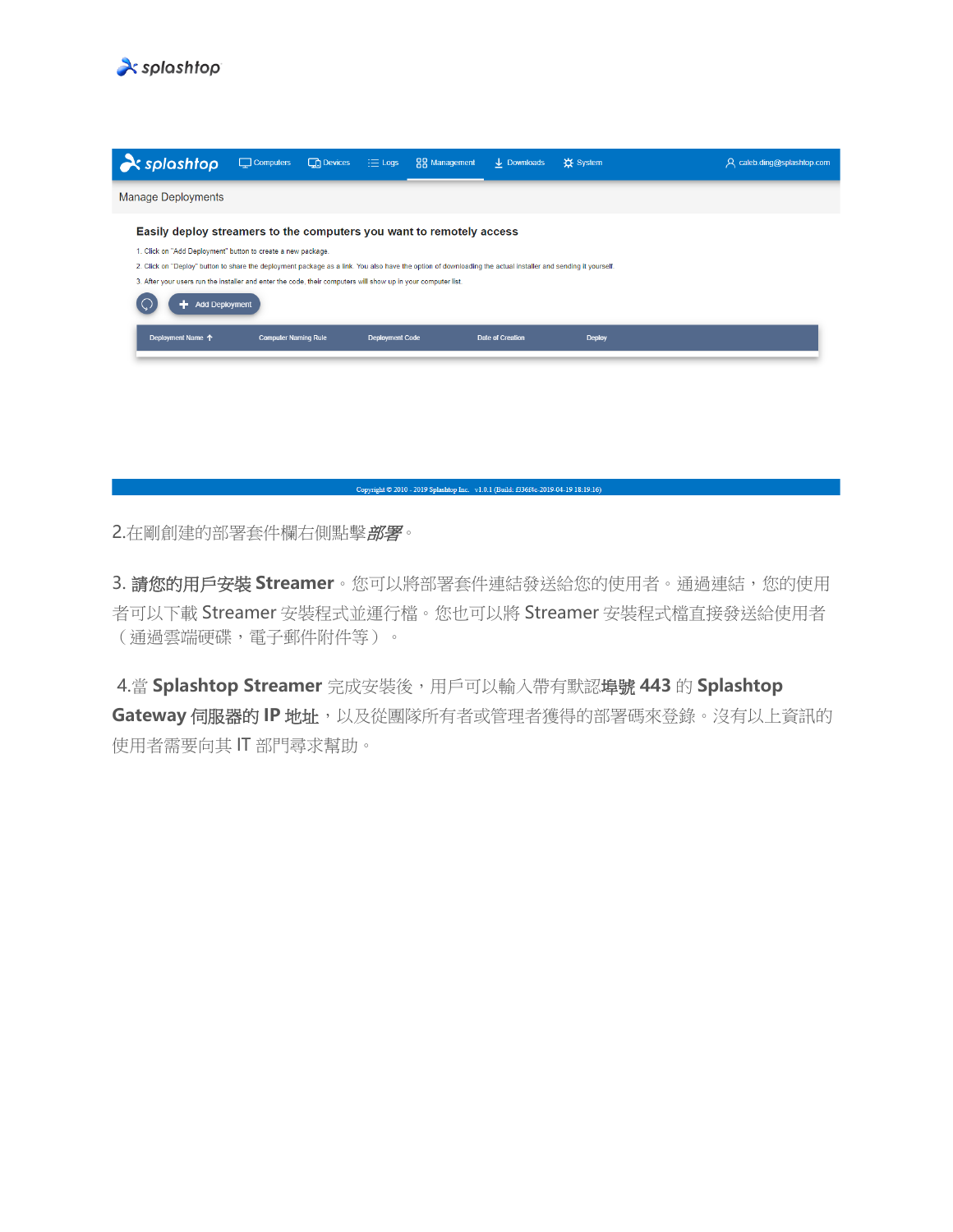2.在剛創建的部署套件欄右側點擊***部署***。

3. **請您的用戶安裝 Streamer**。您可以將部署套件連結發送給您的使用者。通過連結，您的使用者可以下載 Streamer 安裝程式並運行檔。您也可以將 Streamer 安裝程式檔直接發送給使用者（通過雲端硬碟，電子郵件附件等）。

4.當 **Splashtop Streamer** 完成安裝後，用戶可以輸入帶有默認**埠號 443** 的 **Splashtop Gateway 伺服器的 IP 地址**，以及從團隊所有者或管理者獲得的部署碼來登錄。沒有以上資訊的使用者需要向其 IT 部門尋求幫助。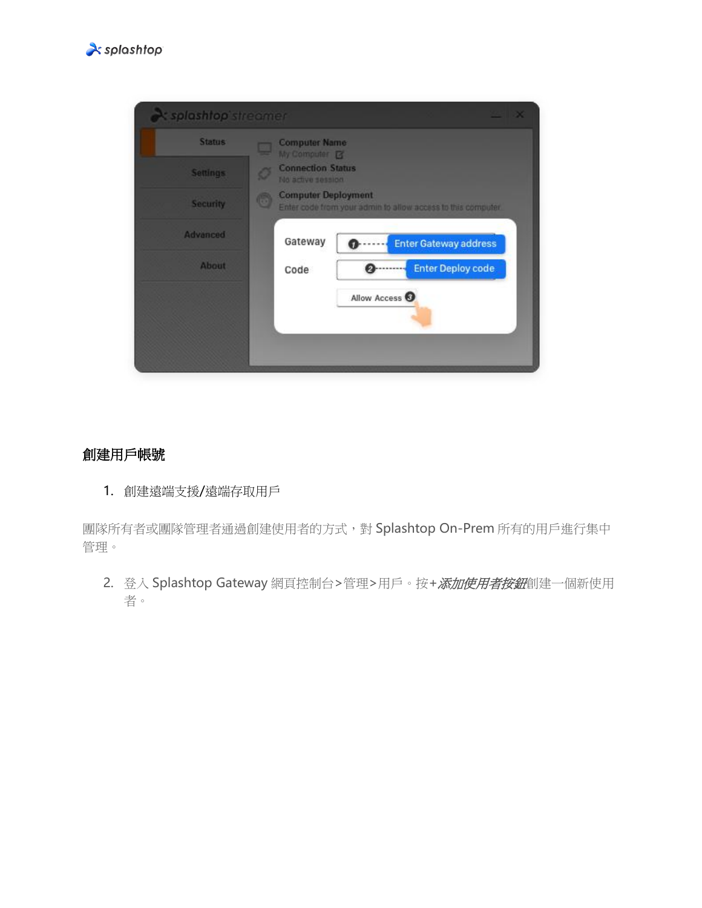## 創建用戶帳號

1. 創建遠端支援/遠端存取用戶

團隊所有者或團隊管理者通過創建使用者的方式，對 Splashtop On-Prem 所有的用戶進行集中管理。

2. 登入 Splashtop Gateway 網頁控制台>管理>用戶。按+***添加使用者按鈕***創建一個新使用者。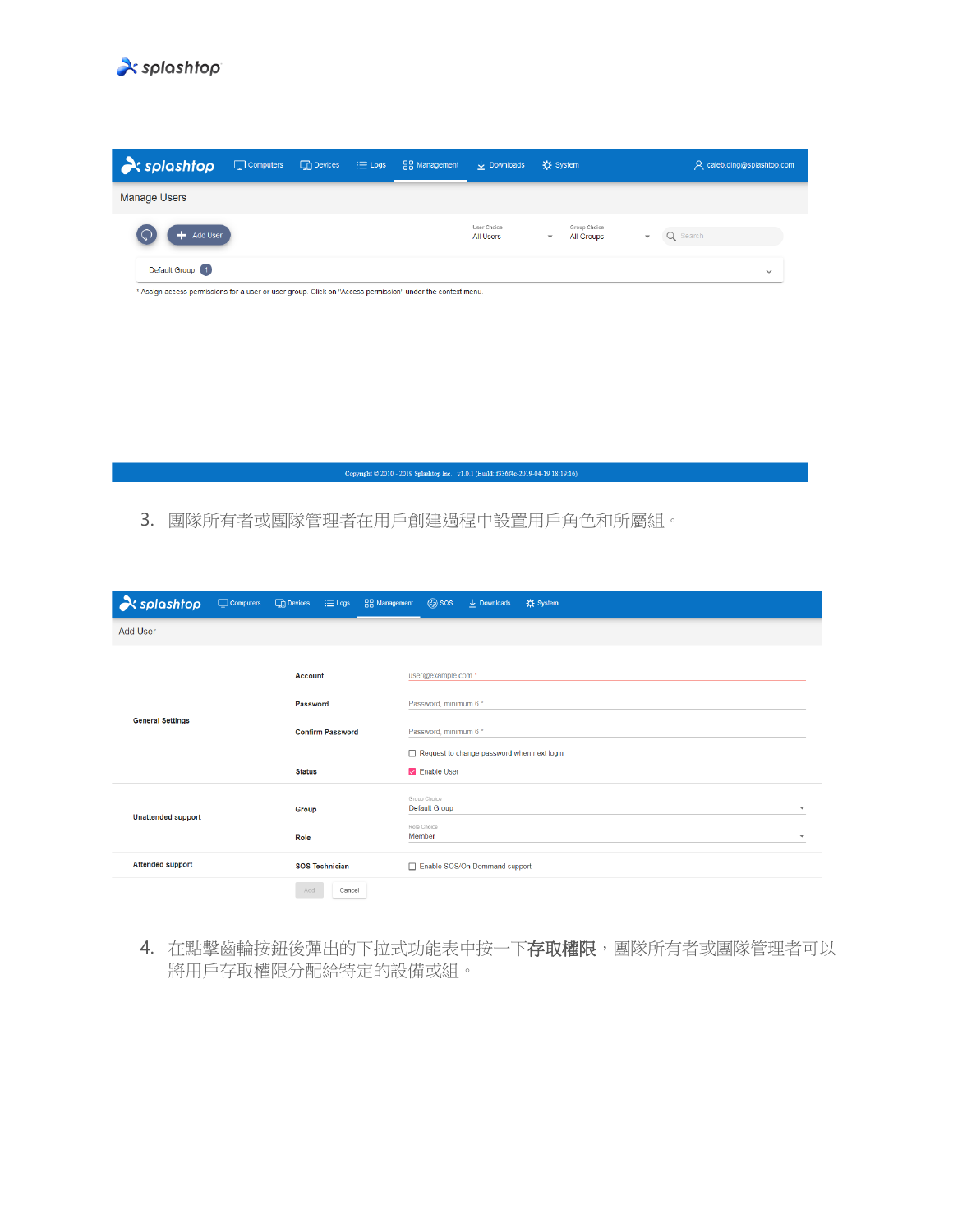3. 團隊所有者或團隊管理者在用戶創建過程中設置用戶角色和所屬組。

4. 在點擊齒輪按鈕後彈出的下拉式功能表中按一下**存取權限**，團隊所有者或團隊管理者可以將用戶存取權限分配給特定的設備或組。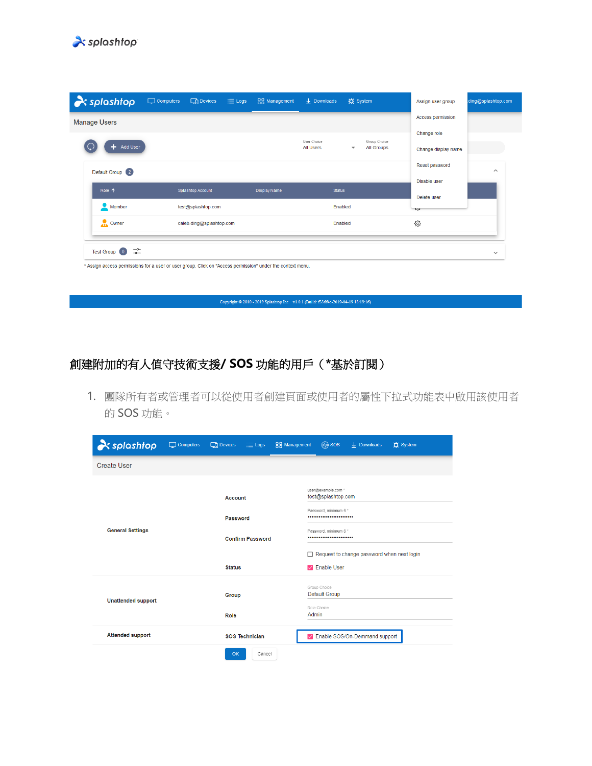## 創建附加的有人值守技術支援/ SOS 功能的用戶（*基於訂閱）

1. 團隊所有者或管理者可以從使用者創建頁面或使用者的屬性下拉式功能表中啟用該使用者的 SOS 功能。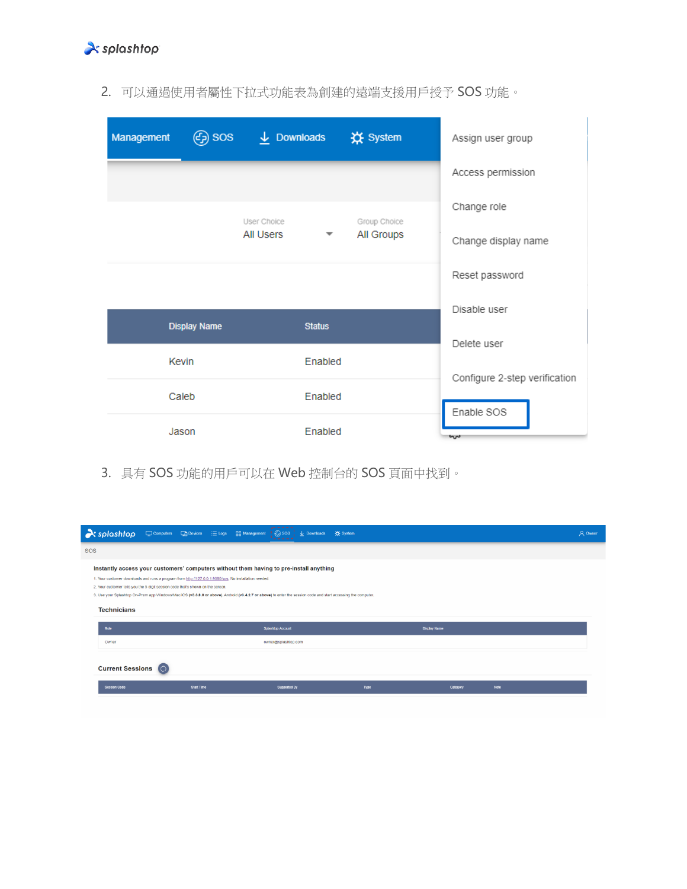2. 可以通過使用者屬性下拉式功能表為創建的遠端支援用戶授予 SOS 功能。

3. 具有 SOS 功能的用戶可以在 Web 控制台的 SOS 頁面中找到。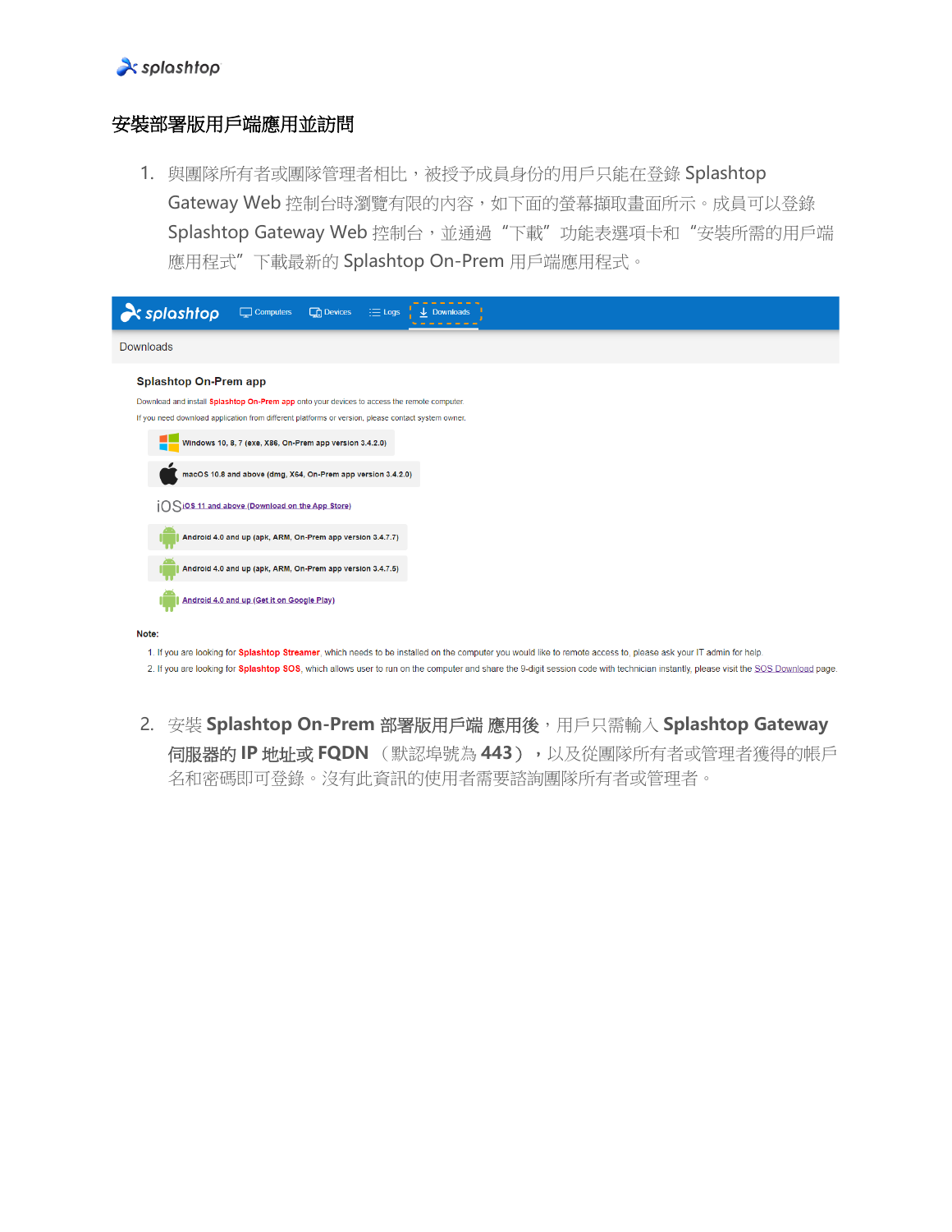## 安裝部署版用戶端應用並訪問

1. 與團隊所有者或團隊管理者相比，被授予成員身份的用戶只能在登錄 Splashtop Gateway Web 控制台時瀏覽有限的內容，如下面的螢幕擷取畫面所示。成員可以登錄 Splashtop Gateway Web 控制台，並通過 "下載" 功能表選項卡和 "安裝所需的用戶端應用程式" 下載最新的 Splashtop On-Prem 用戶端應用程式。

splashtop Computers Devices Logs Downloads

Downloads

**Splashtop On-Prem app**

Download and install **Splashtop On-Prem app** onto your devices to access the remote computer.

If you need download application from different platforms or version, please contact system owner.

- Windows 10, 8, 7 (exe, X86, On-Prem app version 3.4.2.0)
- macOS 10.8 and above (dmg, X64, On-Prem app version 3.4.2.0)
- iOS 11 and above (Download on the App Store)
- Android 4.0 and up (apk, ARM, On-Prem app version 3.4.7.7)
- Android 4.0 and up (apk, ARM, On-Prem app version 3.4.7.5)
- Android 4.0 and up (Get it on Google Play)

**Note:**

1. If you are looking for **Splashtop Streamer**, which needs to be installed on the computer you would like to remote access to, please ask your IT admin for help.
2. If you are looking for **Splashtop SOS**, which allows user to run on the computer and share the 9-digit session code with technician instantly, please visit the SOS Download page.

2. 安裝 **Splashtop On-Prem 部署版用戶端 應用後**，用戶只需輸入 **Splashtop Gateway 伺服器的 IP 地址或 FQDN** （默認埠號為 **443**），以及從團隊所有者或管理者獲得的帳戶名和密碼即可登錄。沒有此資訊的使用者需要諮詢團隊所有者或管理者。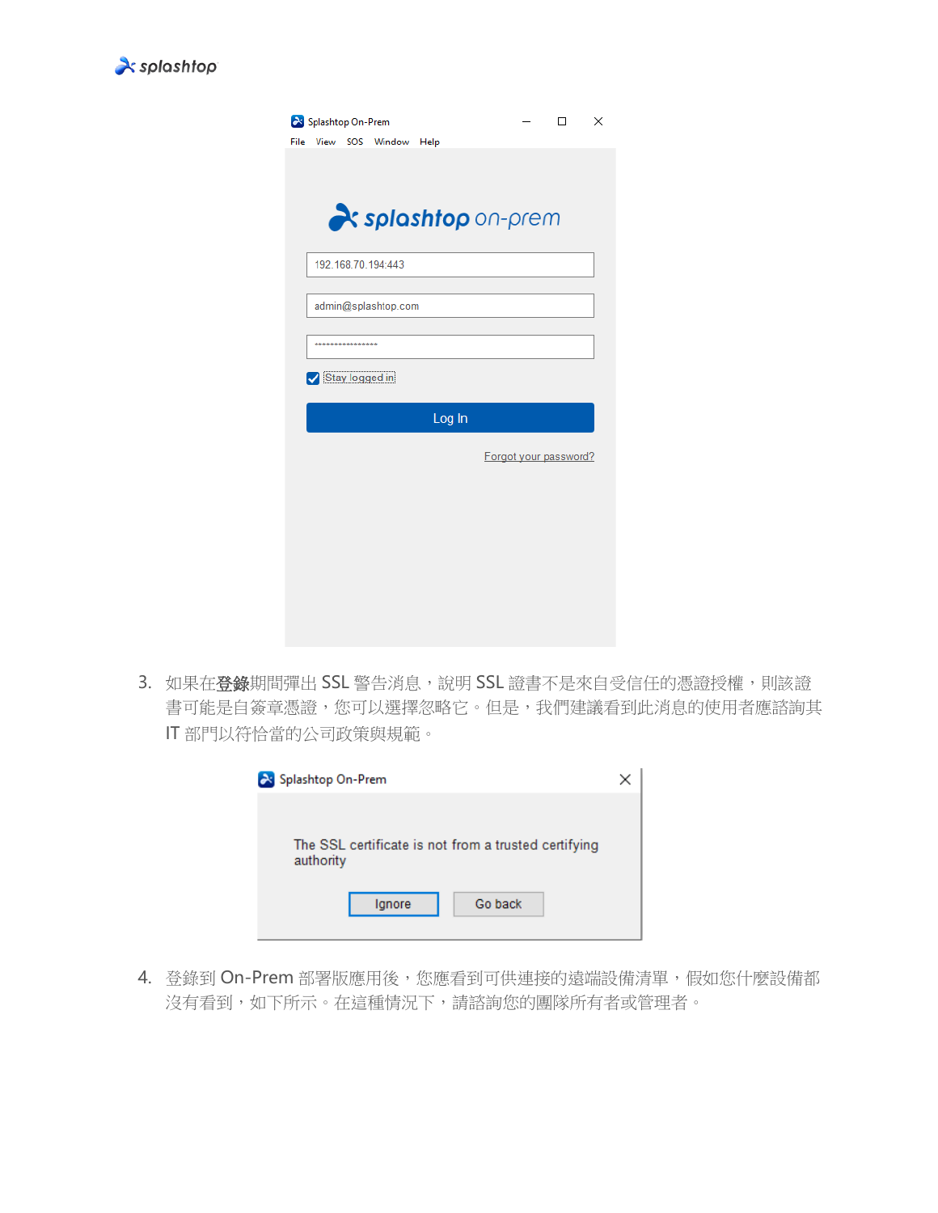3. 如果在**登錄**期間彈出 SSL 警告消息，說明 SSL 證書不是來自受信任的憑證授權，則該證書可能是自簽章憑證，您可以選擇忽略它。但是，我們建議看到此消息的使用者應諮詢其 IT 部門以符恰當的公司政策與規範。

4. 登錄到 On-Prem 部署版應用後，您應看到可供連接的遠端設備清單，假如您什麼設備都沒有看到，如下所示。在這種情況下，請諮詢您的團隊所有者或管理者。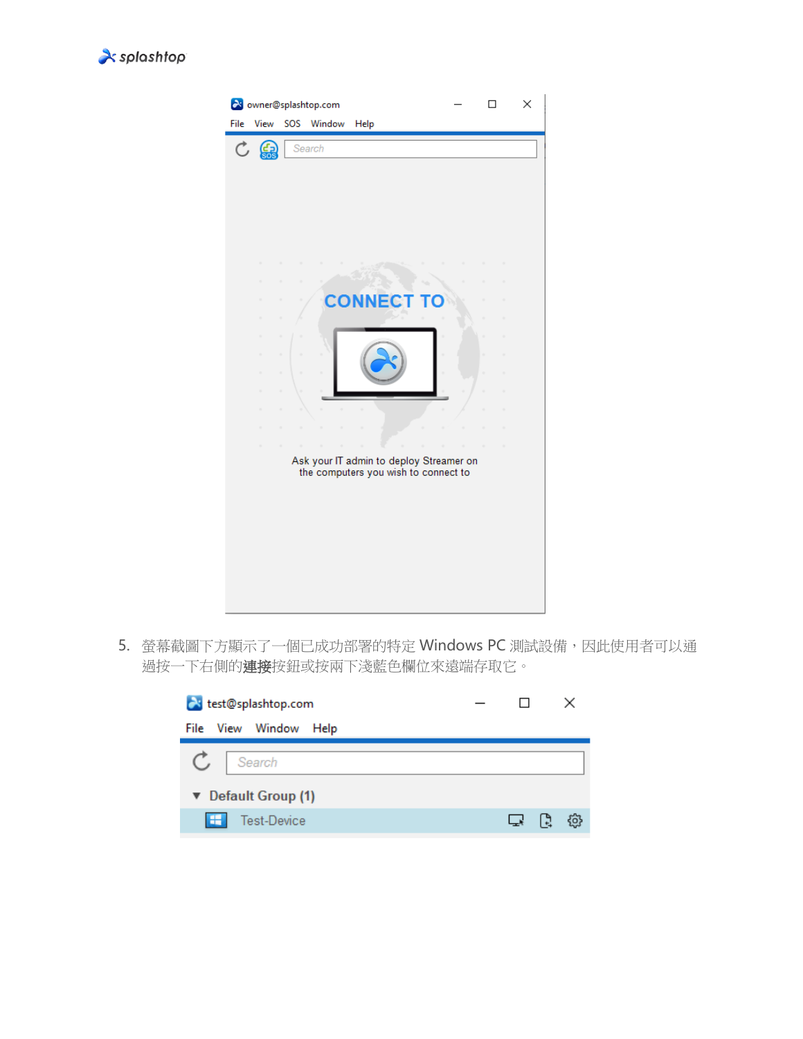5. 螢幕截圖下方顯示了一個已成功部署的特定 Windows PC 測試設備，因此使用者可以通過按一下右側的**連接**按鈕或按兩下淺藍色欄位來遠端存取它。